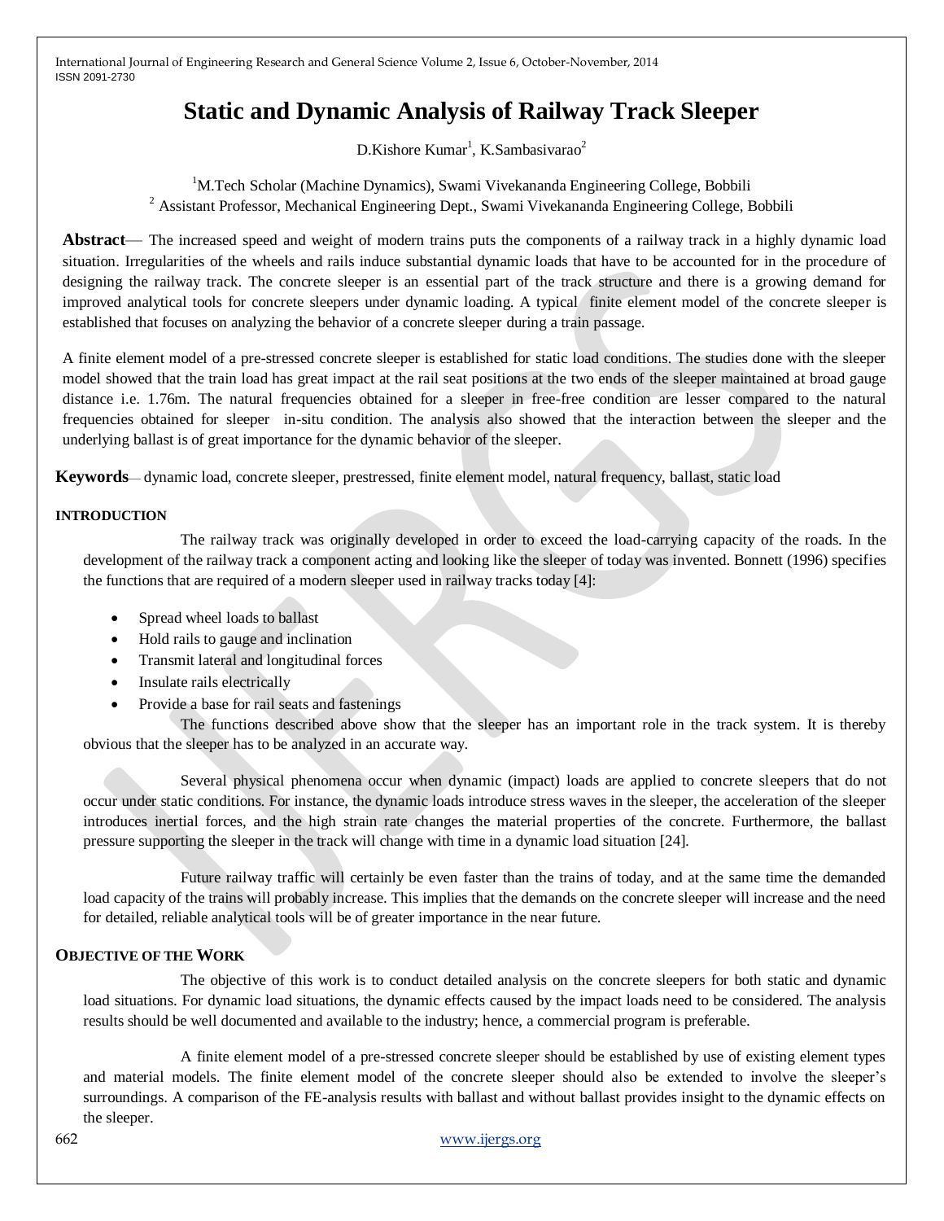# Static and Dynamic Analysis of Railway Track Sleeper

D.Kishore Kumar[1], K.Sambasivarao[2]

[1]M.Tech Scholar (Machine Dynamics), Swami Vivekananda Engineering College, Bobbili

[2] Assistant Professor, Mechanical Engineering Dept., Swami Vivekananda Engineering College, Bobbili

**Abstract**— The increased speed and weight of modern trains puts the components of a railway track in a highly dynamic load situation. Irregularities of the wheels and rails induce substantial dynamic loads that have to be accounted for in the procedure of designing the railway track. The concrete sleeper is an essential part of the track structure and there is a growing demand for improved analytical tools for concrete sleepers under dynamic loading. A typical finite element model of the concrete sleeper is established that focuses on analyzing the behavior of a concrete sleeper during a train passage.

A finite element model of a pre-stressed concrete sleeper is established for static load conditions. The studies done with the sleeper model showed that the train load has great impact at the rail seat positions at the two ends of the sleeper maintained at broad gauge distance i.e. 1.76m. The natural frequencies obtained for a sleeper in free-free condition are lesser compared to the natural frequencies obtained for sleeper in-situ condition. The analysis also showed that the interaction between the sleeper and the underlying ballast is of great importance for the dynamic behavior of the sleeper.

**Keywords**— dynamic load, concrete sleeper, prestressed, finite element model, natural frequency, ballast, static load

## INTRODUCTION

The railway track was originally developed in order to exceed the load-carrying capacity of the roads. In the development of the railway track a component acting and looking like the sleeper of today was invented. Bonnett (1996) specifies the functions that are required of a modern sleeper used in railway tracks today [4]:

- Spread wheel loads to ballast
- Hold rails to gauge and inclination
- Transmit lateral and longitudinal forces
- Insulate rails electrically
- Provide a base for rail seats and fastenings

The functions described above show that the sleeper has an important role in the track system. It is thereby obvious that the sleeper has to be analyzed in an accurate way.

Several physical phenomena occur when dynamic (impact) loads are applied to concrete sleepers that do not occur under static conditions. For instance, the dynamic loads introduce stress waves in the sleeper, the acceleration of the sleeper introduces inertial forces, and the high strain rate changes the material properties of the concrete. Furthermore, the ballast pressure supporting the sleeper in the track will change with time in a dynamic load situation [24].

Future railway traffic will certainly be even faster than the trains of today, and at the same time the demanded load capacity of the trains will probably increase. This implies that the demands on the concrete sleeper will increase and the need for detailed, reliable analytical tools will be of greater importance in the near future.

## OBJECTIVE OF THE WORK

The objective of this work is to conduct detailed analysis on the concrete sleepers for both static and dynamic load situations. For dynamic load situations, the dynamic effects caused by the impact loads need to be considered. The analysis results should be well documented and available to the industry; hence, a commercial program is preferable.

A finite element model of a pre-stressed concrete sleeper should be established by use of existing element types and material models. The finite element model of the concrete sleeper should also be extended to involve the sleeper's surroundings. A comparison of the FE-analysis results with ballast and without ballast provides insight to the dynamic effects on the sleeper.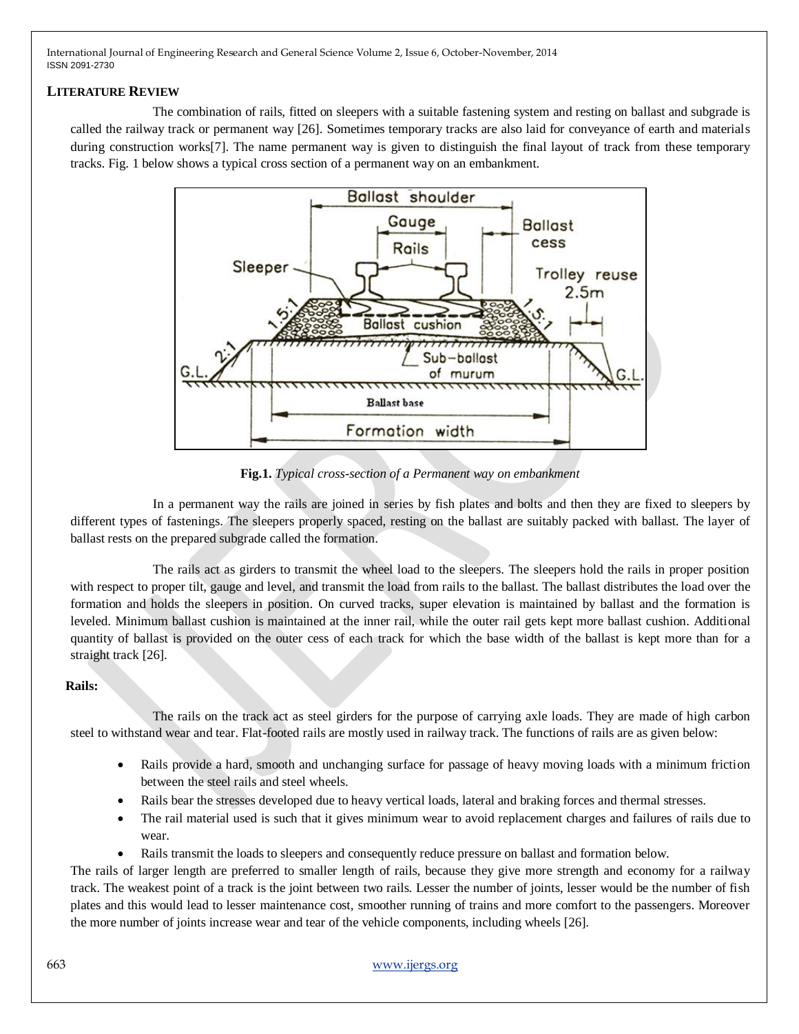## LITERATURE REVIEW

The combination of rails, fitted on sleepers with a suitable fastening system and resting on ballast and subgrade is called the railway track or permanent way [26]. Sometimes temporary tracks are also laid for conveyance of earth and materials during construction works[7]. The name permanent way is given to distinguish the final layout of track from these temporary tracks. Fig. 1 below shows a typical cross section of a permanent way on an embankment.

**Fig.1.** *Typical cross-section of a Permanent way on embankment*

In a permanent way the rails are joined in series by fish plates and bolts and then they are fixed to sleepers by different types of fastenings. The sleepers properly spaced, resting on the ballast are suitably packed with ballast. The layer of ballast rests on the prepared subgrade called the formation.

The rails act as girders to transmit the wheel load to the sleepers. The sleepers hold the rails in proper position with respect to proper tilt, gauge and level, and transmit the load from rails to the ballast. The ballast distributes the load over the formation and holds the sleepers in position. On curved tracks, super elevation is maintained by ballast and the formation is leveled. Minimum ballast cushion is maintained at the inner rail, while the outer rail gets kept more ballast cushion. Additional quantity of ballast is provided on the outer cess of each track for which the base width of the ballast is kept more than for a straight track [26].

**Rails:**

The rails on the track act as steel girders for the purpose of carrying axle loads. They are made of high carbon steel to withstand wear and tear. Flat-footed rails are mostly used in railway track. The functions of rails are as given below:

- Rails provide a hard, smooth and unchanging surface for passage of heavy moving loads with a minimum friction between the steel rails and steel wheels.
- Rails bear the stresses developed due to heavy vertical loads, lateral and braking forces and thermal stresses.
- The rail material used is such that it gives minimum wear to avoid replacement charges and failures of rails due to wear.
- Rails transmit the loads to sleepers and consequently reduce pressure on ballast and formation below.

The rails of larger length are preferred to smaller length of rails, because they give more strength and economy for a railway track. The weakest point of a track is the joint between two rails. Lesser the number of joints, lesser would be the number of fish plates and this would lead to lesser maintenance cost, smoother running of trains and more comfort to the passengers. Moreover the more number of joints increase wear and tear of the vehicle components, including wheels [26].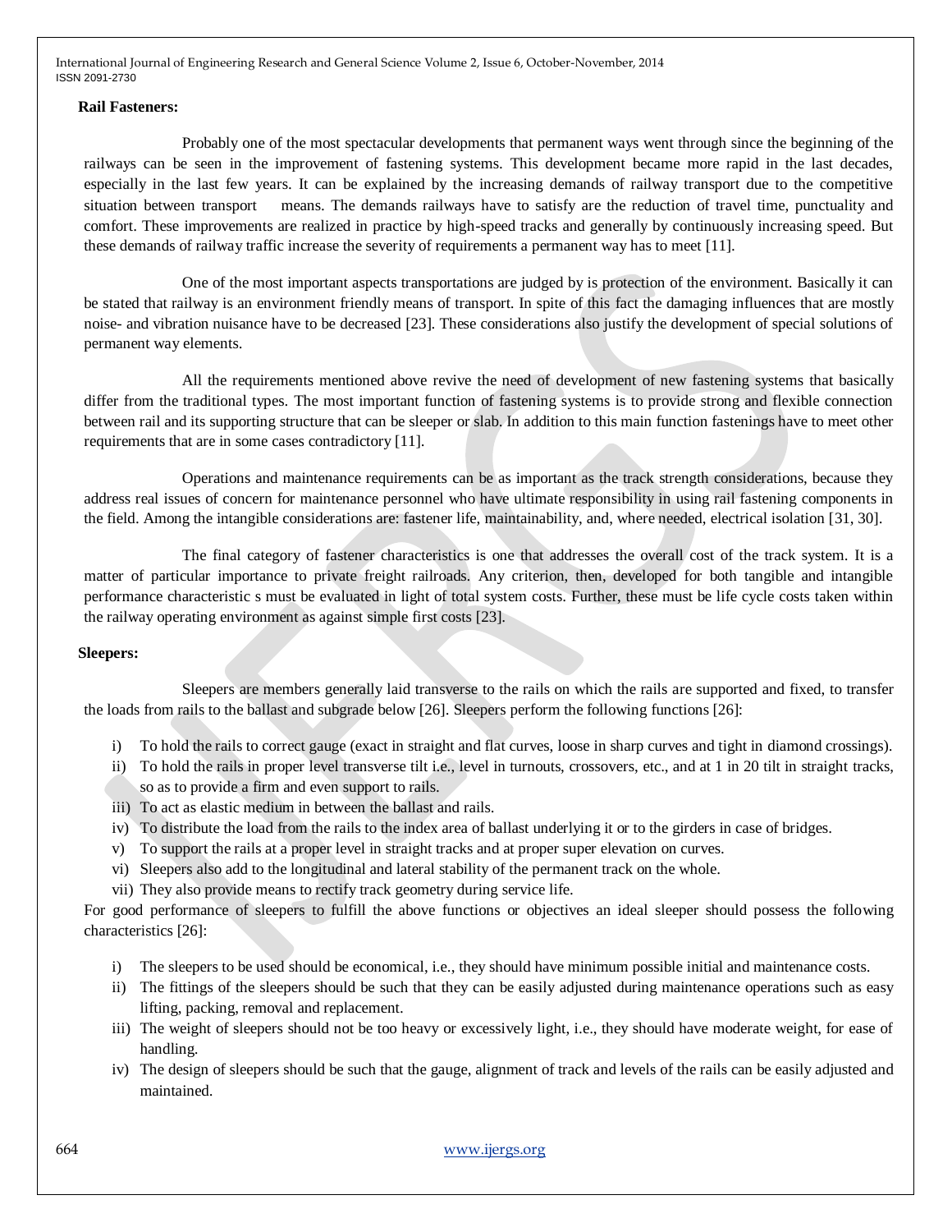**Rail Fasteners:**

Probably one of the most spectacular developments that permanent ways went through since the beginning of the railways can be seen in the improvement of fastening systems. This development became more rapid in the last decades, especially in the last few years. It can be explained by the increasing demands of railway transport due to the competitive situation between transport means. The demands railways have to satisfy are the reduction of travel time, punctuality and comfort. These improvements are realized in practice by high-speed tracks and generally by continuously increasing speed. But these demands of railway traffic increase the severity of requirements a permanent way has to meet [11].

One of the most important aspects transportations are judged by is protection of the environment. Basically it can be stated that railway is an environment friendly means of transport. In spite of this fact the damaging influences that are mostly noise- and vibration nuisance have to be decreased [23]. These considerations also justify the development of special solutions of permanent way elements.

All the requirements mentioned above revive the need of development of new fastening systems that basically differ from the traditional types. The most important function of fastening systems is to provide strong and flexible connection between rail and its supporting structure that can be sleeper or slab. In addition to this main function fastenings have to meet other requirements that are in some cases contradictory [11].

Operations and maintenance requirements can be as important as the track strength considerations, because they address real issues of concern for maintenance personnel who have ultimate responsibility in using rail fastening components in the field. Among the intangible considerations are: fastener life, maintainability, and, where needed, electrical isolation [31, 30].

The final category of fastener characteristics is one that addresses the overall cost of the track system. It is a matter of particular importance to private freight railroads. Any criterion, then, developed for both tangible and intangible performance characteristic s must be evaluated in light of total system costs. Further, these must be life cycle costs taken within the railway operating environment as against simple first costs [23].

**Sleepers:**

Sleepers are members generally laid transverse to the rails on which the rails are supported and fixed, to transfer the loads from rails to the ballast and subgrade below [26]. Sleepers perform the following functions [26]:

i) To hold the rails to correct gauge (exact in straight and flat curves, loose in sharp curves and tight in diamond crossings).
ii) To hold the rails in proper level transverse tilt i.e., level in turnouts, crossovers, etc., and at 1 in 20 tilt in straight tracks, so as to provide a firm and even support to rails.
iii) To act as elastic medium in between the ballast and rails.
iv) To distribute the load from the rails to the index area of ballast underlying it or to the girders in case of bridges.
v) To support the rails at a proper level in straight tracks and at proper super elevation on curves.
vi) Sleepers also add to the longitudinal and lateral stability of the permanent track on the whole.
vii) They also provide means to rectify track geometry during service life.

For good performance of sleepers to fulfill the above functions or objectives an ideal sleeper should possess the following characteristics [26]:

i) The sleepers to be used should be economical, i.e., they should have minimum possible initial and maintenance costs.
ii) The fittings of the sleepers should be such that they can be easily adjusted during maintenance operations such as easy lifting, packing, removal and replacement.
iii) The weight of sleepers should not be too heavy or excessively light, i.e., they should have moderate weight, for ease of handling.
iv) The design of sleepers should be such that the gauge, alignment of track and levels of the rails can be easily adjusted and maintained.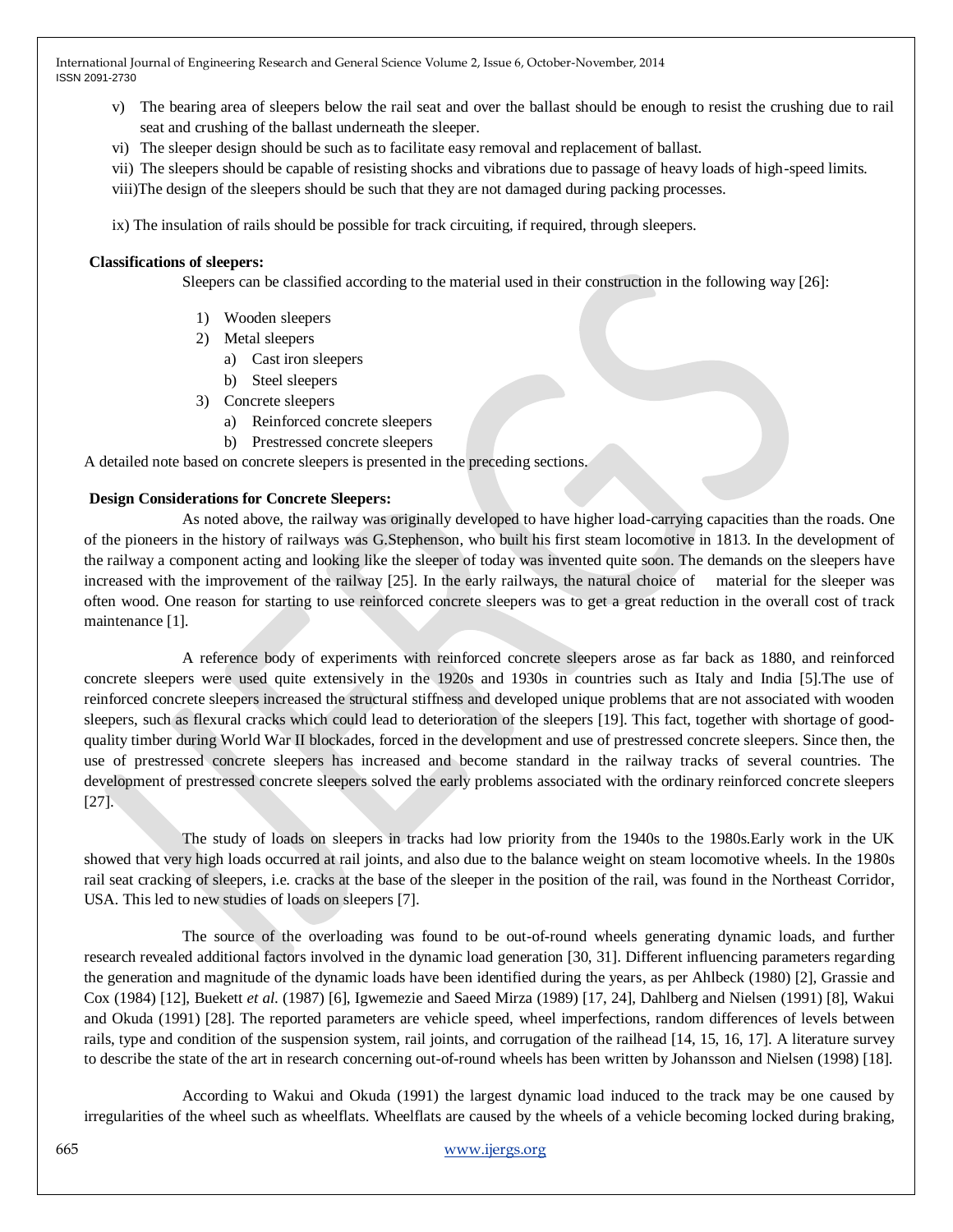v) The bearing area of sleepers below the rail seat and over the ballast should be enough to resist the crushing due to rail seat and crushing of the ballast underneath the sleeper.

vi) The sleeper design should be such as to facilitate easy removal and replacement of ballast.

vii) The sleepers should be capable of resisting shocks and vibrations due to passage of heavy loads of high-speed limits.

viii)The design of the sleepers should be such that they are not damaged during packing processes.

ix) The insulation of rails should be possible for track circuiting, if required, through sleepers.

**Classifications of sleepers:**

Sleepers can be classified according to the material used in their construction in the following way [26]:

1) Wooden sleepers
2) Metal sleepers
   a) Cast iron sleepers
   b) Steel sleepers
3) Concrete sleepers
   a) Reinforced concrete sleepers
   b) Prestressed concrete sleepers

A detailed note based on concrete sleepers is presented in the preceding sections.

**Design Considerations for Concrete Sleepers:**

As noted above, the railway was originally developed to have higher load-carrying capacities than the roads. One of the pioneers in the history of railways was G.Stephenson, who built his first steam locomotive in 1813. In the development of the railway a component acting and looking like the sleeper of today was invented quite soon. The demands on the sleepers have increased with the improvement of the railway [25]. In the early railways, the natural choice of material for the sleeper was often wood. One reason for starting to use reinforced concrete sleepers was to get a great reduction in the overall cost of track maintenance [1].

A reference body of experiments with reinforced concrete sleepers arose as far back as 1880, and reinforced concrete sleepers were used quite extensively in the 1920s and 1930s in countries such as Italy and India [5].The use of reinforced concrete sleepers increased the structural stiffness and developed unique problems that are not associated with wooden sleepers, such as flexural cracks which could lead to deterioration of the sleepers [19]. This fact, together with shortage of good-quality timber during World War II blockades, forced in the development and use of prestressed concrete sleepers. Since then, the use of prestressed concrete sleepers has increased and become standard in the railway tracks of several countries. The development of prestressed concrete sleepers solved the early problems associated with the ordinary reinforced concrete sleepers [27].

The study of loads on sleepers in tracks had low priority from the 1940s to the 1980s.Early work in the UK showed that very high loads occurred at rail joints, and also due to the balance weight on steam locomotive wheels. In the 1980s rail seat cracking of sleepers, i.e. cracks at the base of the sleeper in the position of the rail, was found in the Northeast Corridor, USA. This led to new studies of loads on sleepers [7].

The source of the overloading was found to be out-of-round wheels generating dynamic loads, and further research revealed additional factors involved in the dynamic load generation [30, 31]. Different influencing parameters regarding the generation and magnitude of the dynamic loads have been identified during the years, as per Ahlbeck (1980) [2], Grassie and Cox (1984) [12], Buekett *et al.* (1987) [6], Igwemezie and Saeed Mirza (1989) [17, 24], Dahlberg and Nielsen (1991) [8], Wakui and Okuda (1991) [28]. The reported parameters are vehicle speed, wheel imperfections, random differences of levels between rails, type and condition of the suspension system, rail joints, and corrugation of the railhead [14, 15, 16, 17]. A literature survey to describe the state of the art in research concerning out-of-round wheels has been written by Johansson and Nielsen (1998) [18].

According to Wakui and Okuda (1991) the largest dynamic load induced to the track may be one caused by irregularities of the wheel such as wheelflats. Wheelflats are caused by the wheels of a vehicle becoming locked during braking,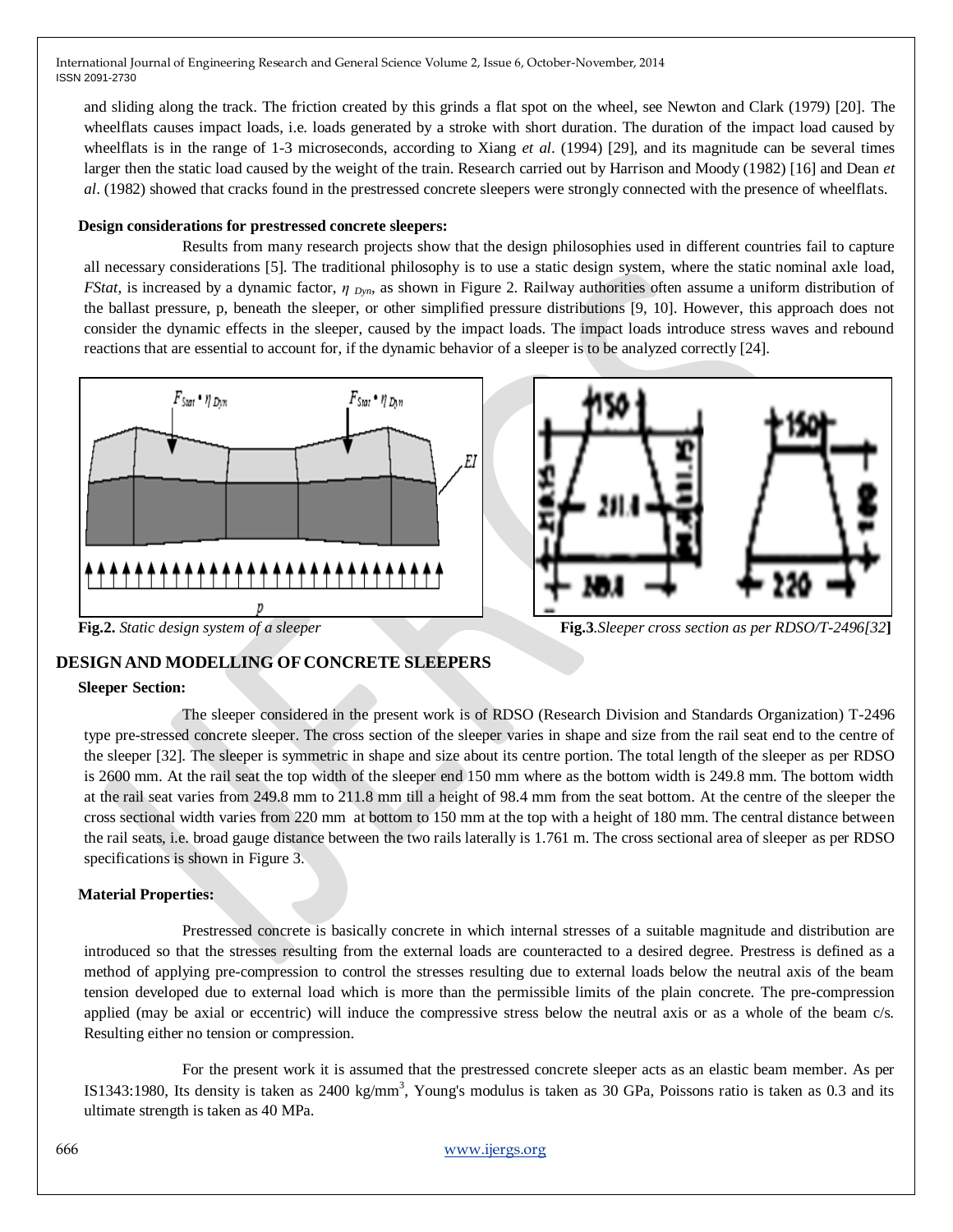and sliding along the track. The friction created by this grinds a flat spot on the wheel, see Newton and Clark (1979) [20]. The wheelflats causes impact loads, i.e. loads generated by a stroke with short duration. The duration of the impact load caused by wheelflats is in the range of 1-3 microseconds, according to Xiang *et al*. (1994) [29], and its magnitude can be several times larger then the static load caused by the weight of the train. Research carried out by Harrison and Moody (1982) [16] and Dean *et al*. (1982) showed that cracks found in the prestressed concrete sleepers were strongly connected with the presence of wheelflats.

**Design considerations for prestressed concrete sleepers:**

Results from many research projects show that the design philosophies used in different countries fail to capture all necessary considerations [5]. The traditional philosophy is to use a static design system, where the static nominal axle load, *FStat*, is increased by a dynamic factor, $\eta_{Dyn}$, as shown in Figure 2. Railway authorities often assume a uniform distribution of the ballast pressure, p, beneath the sleeper, or other simplified pressure distributions [9, 10]. However, this approach does not consider the dynamic effects in the sleeper, caused by the impact loads. The impact loads introduce stress waves and rebound reactions that are essential to account for, if the dynamic behavior of a sleeper is to be analyzed correctly [24].

**Fig.2.** *Static design system of a sleeper*

**Fig.3**.*Sleeper cross section as per RDSO/T-2496[32]*

## DESIGN AND MODELLING OF CONCRETE SLEEPERS

**Sleeper Section:**

The sleeper considered in the present work is of RDSO (Research Division and Standards Organization) T-2496 type pre-stressed concrete sleeper. The cross section of the sleeper varies in shape and size from the rail seat end to the centre of the sleeper [32]. The sleeper is symmetric in shape and size about its centre portion. The total length of the sleeper as per RDSO is 2600 mm. At the rail seat the top width of the sleeper end 150 mm where as the bottom width is 249.8 mm. The bottom width at the rail seat varies from 249.8 mm to 211.8 mm till a height of 98.4 mm from the seat bottom. At the centre of the sleeper the cross sectional width varies from 220 mm at bottom to 150 mm at the top with a height of 180 mm. The central distance between the rail seats, i.e. broad gauge distance between the two rails laterally is 1.761 m. The cross sectional area of sleeper as per RDSO specifications is shown in Figure 3.

**Material Properties:**

Prestressed concrete is basically concrete in which internal stresses of a suitable magnitude and distribution are introduced so that the stresses resulting from the external loads are counteracted to a desired degree. Prestress is defined as a method of applying pre-compression to control the stresses resulting due to external loads below the neutral axis of the beam tension developed due to external load which is more than the permissible limits of the plain concrete. The pre-compression applied (may be axial or eccentric) will induce the compressive stress below the neutral axis or as a whole of the beam c/s. Resulting either no tension or compression.

For the present work it is assumed that the prestressed concrete sleeper acts as an elastic beam member. As per IS1343:1980, Its density is taken as 2400 kg/mm$^3$, Young's modulus is taken as 30 GPa, Poissons ratio is taken as 0.3 and its ultimate strength is taken as 40 MPa.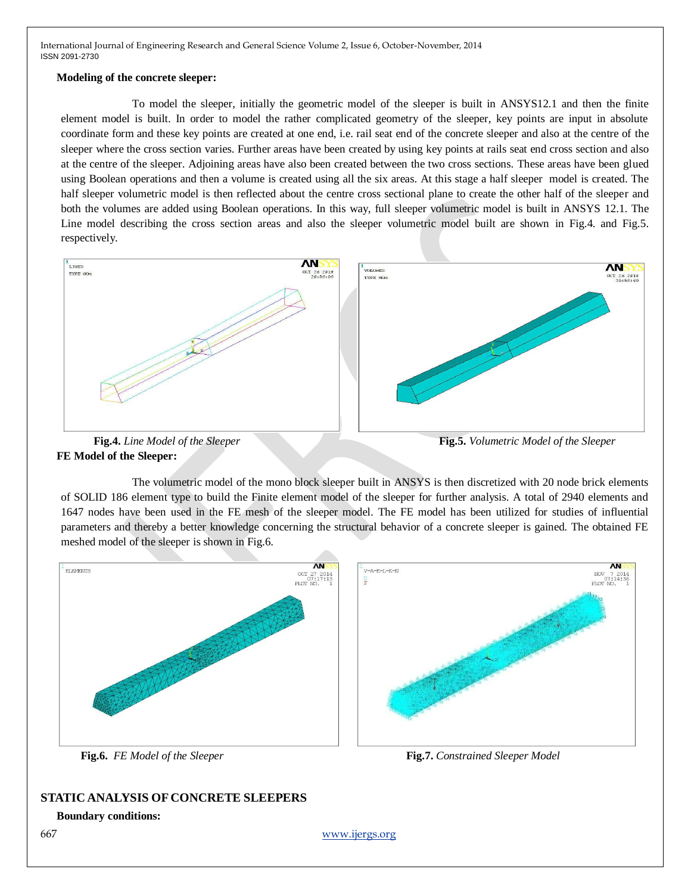**Modeling of the concrete sleeper:**

To model the sleeper, initially the geometric model of the sleeper is built in ANSYS12.1 and then the finite element model is built. In order to model the rather complicated geometry of the sleeper, key points are input in absolute coordinate form and these key points are created at one end, i.e. rail seat end of the concrete sleeper and also at the centre of the sleeper where the cross section varies. Further areas have been created by using key points at rails seat end cross section and also at the centre of the sleeper. Adjoining areas have also been created between the two cross sections. These areas have been glued using Boolean operations and then a volume is created using all the six areas. At this stage a half sleeper model is created. The half sleeper volumetric model is then reflected about the centre cross sectional plane to create the other half of the sleeper and both the volumes are added using Boolean operations. In this way, full sleeper volumetric model is built in ANSYS 12.1. The Line model describing the cross section areas and also the sleeper volumetric model built are shown in Fig.4. and Fig.5. respectively.

**Fig.4.** *Line Model of the Sleeper*

**Fig.5.** *Volumetric Model of the Sleeper*

**FE Model of the Sleeper:**

The volumetric model of the mono block sleeper built in ANSYS is then discretized with 20 node brick elements of SOLID 186 element type to build the Finite element model of the sleeper for further analysis. A total of 2940 elements and 1647 nodes have been used in the FE mesh of the sleeper model. The FE model has been utilized for studies of influential parameters and thereby a better knowledge concerning the structural behavior of a concrete sleeper is gained. The obtained FE meshed model of the sleeper is shown in Fig.6.

**Fig.6.** *FE Model of the Sleeper*

**Fig.7.** *Constrained Sleeper Model*

## STATIC ANALYSIS OF CONCRETE SLEEPERS

**Boundary conditions:**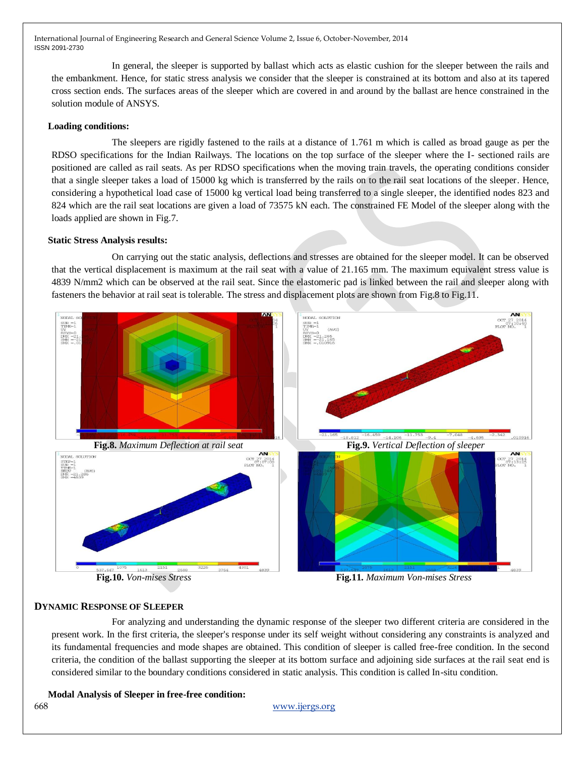In general, the sleeper is supported by ballast which acts as elastic cushion for the sleeper between the rails and the embankment. Hence, for static stress analysis we consider that the sleeper is constrained at its bottom and also at its tapered cross section ends. The surfaces areas of the sleeper which are covered in and around by the ballast are hence constrained in the solution module of ANSYS.

**Loading conditions:**

The sleepers are rigidly fastened to the rails at a distance of 1.761 m which is called as broad gauge as per the RDSO specifications for the Indian Railways. The locations on the top surface of the sleeper where the I- sectioned rails are positioned are called as rail seats. As per RDSO specifications when the moving train travels, the operating conditions consider that a single sleeper takes a load of 15000 kg which is transferred by the rails on to the rail seat locations of the sleeper. Hence, considering a hypothetical load case of 15000 kg vertical load being transferred to a single sleeper, the identified nodes 823 and 824 which are the rail seat locations are given a load of 73575 kN each. The constrained FE Model of the sleeper along with the loads applied are shown in Fig.7.

**Static Stress Analysis results:**

On carrying out the static analysis, deflections and stresses are obtained for the sleeper model. It can be observed that the vertical displacement is maximum at the rail seat with a value of 21.165 mm. The maximum equivalent stress value is 4839 N/mm2 which can be observed at the rail seat. Since the elastomeric pad is linked between the rail and sleeper along with fasteners the behavior at rail seat is tolerable. The stress and displacement plots are shown from Fig.8 to Fig.11.

**Fig.8.** *Maximum Deflection at rail seat*

**Fig.9.** *Vertical Deflection of sleeper*

**Fig.10.** *Von-mises Stress*

**Fig.11.** *Maximum Von-mises Stress*

## Dynamic Response of Sleeper

For analyzing and understanding the dynamic response of the sleeper two different criteria are considered in the present work. In the first criteria, the sleeper's response under its self weight without considering any constraints is analyzed and its fundamental frequencies and mode shapes are obtained. This condition of sleeper is called free-free condition. In the second criteria, the condition of the ballast supporting the sleeper at its bottom surface and adjoining side surfaces at the rail seat end is considered similar to the boundary conditions considered in static analysis. This condition is called In-situ condition.

**Modal Analysis of Sleeper in free-free condition:**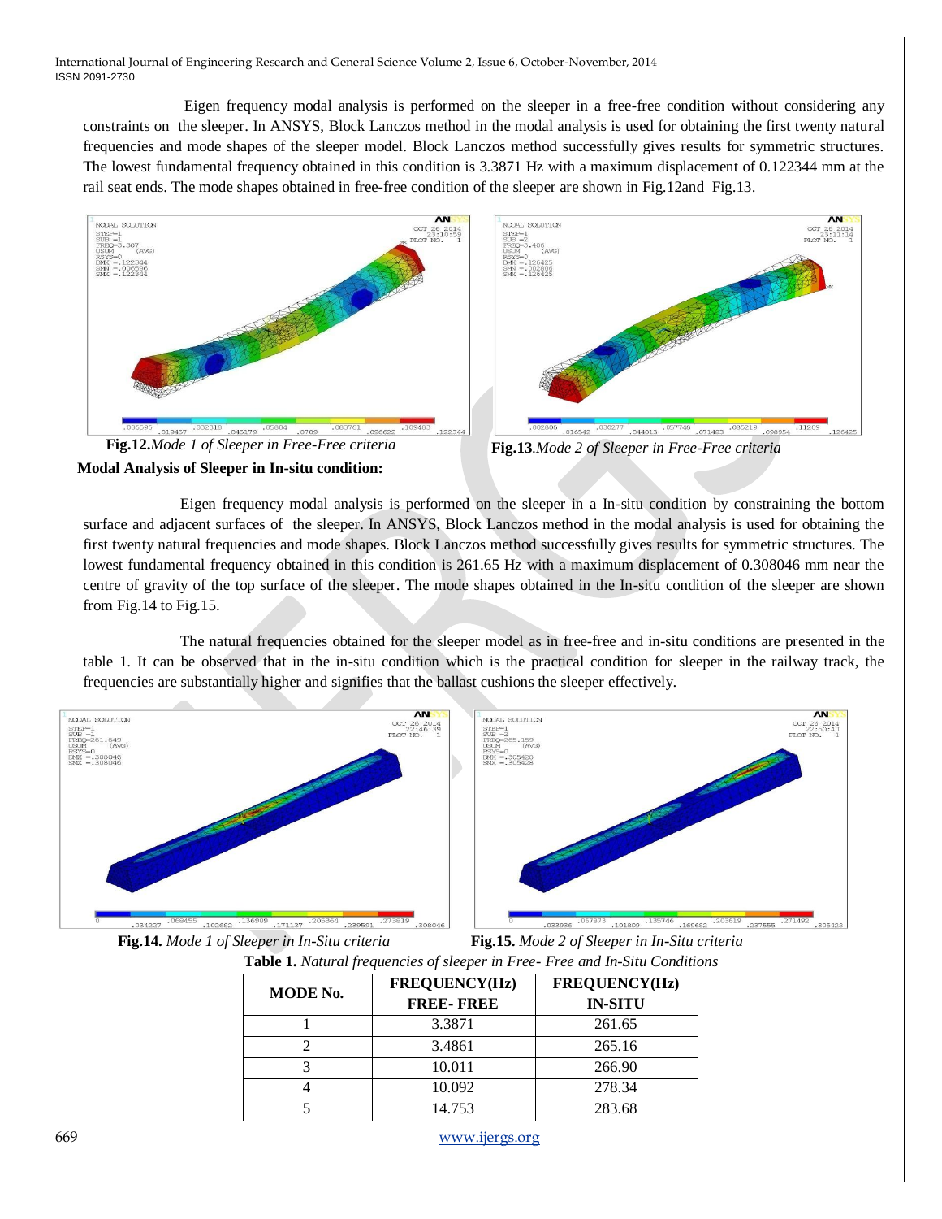Eigen frequency modal analysis is performed on the sleeper in a free-free condition without considering any constraints on the sleeper. In ANSYS, Block Lanczos method in the modal analysis is used for obtaining the first twenty natural frequencies and mode shapes of the sleeper model. Block Lanczos method successfully gives results for symmetric structures. The lowest fundamental frequency obtained in this condition is 3.3871 Hz with a maximum displacement of 0.122344 mm at the rail seat ends. The mode shapes obtained in free-free condition of the sleeper are shown in Fig.12and Fig.13.

**Fig.12.** *Mode 1 of Sleeper in Free-Free criteria*

**Fig.13**.*Mode 2 of Sleeper in Free-Free criteria*

**Modal Analysis of Sleeper in In-situ condition:**

Eigen frequency modal analysis is performed on the sleeper in a In-situ condition by constraining the bottom surface and adjacent surfaces of the sleeper. In ANSYS, Block Lanczos method in the modal analysis is used for obtaining the first twenty natural frequencies and mode shapes. Block Lanczos method successfully gives results for symmetric structures. The lowest fundamental frequency obtained in this condition is 261.65 Hz with a maximum displacement of 0.308046 mm near the centre of gravity of the top surface of the sleeper. The mode shapes obtained in the In-situ condition of the sleeper are shown from Fig.14 to Fig.15.

The natural frequencies obtained for the sleeper model as in free-free and in-situ conditions are presented in the table 1. It can be observed that in the in-situ condition which is the practical condition for sleeper in the railway track, the frequencies are substantially higher and signifies that the ballast cushions the sleeper effectively.

**Fig.14.** *Mode 1 of Sleeper in In-Situ criteria*

**Fig.15.** *Mode 2 of Sleeper in In-Situ criteria*

**Table 1.** *Natural frequencies of sleeper in Free- Free and In-Situ Conditions*

| MODE No. | FREQUENCY(Hz) FREE- FREE | FREQUENCY(Hz) IN-SITU |
|---|---|---|
| 1 | 3.3871 | 261.65 |
| 2 | 3.4861 | 265.16 |
| 3 | 10.011 | 266.90 |
| 4 | 10.092 | 278.34 |
| 5 | 14.753 | 283.68 |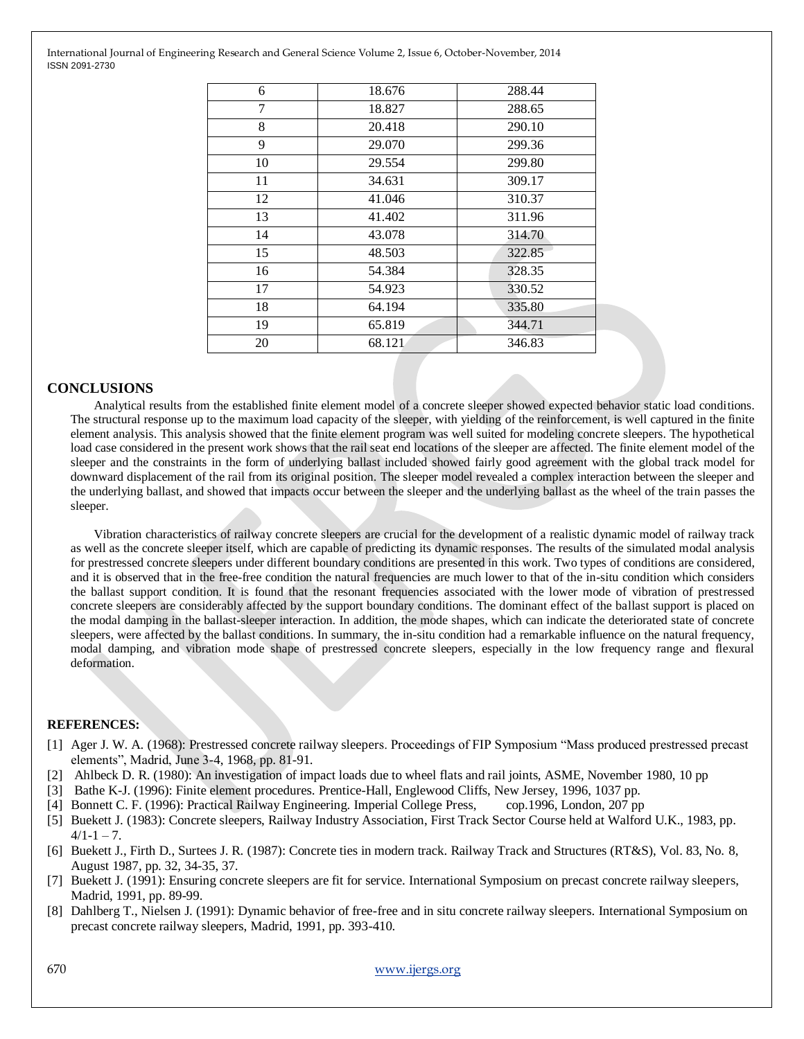| 6 | 18.676 | 288.44 |
|---|---|---|
| 7 | 18.827 | 288.65 |
| 8 | 20.418 | 290.10 |
| 9 | 29.070 | 299.36 |
| 10 | 29.554 | 299.80 |
| 11 | 34.631 | 309.17 |
| 12 | 41.046 | 310.37 |
| 13 | 41.402 | 311.96 |
| 14 | 43.078 | 314.70 |
| 15 | 48.503 | 322.85 |
| 16 | 54.384 | 328.35 |
| 17 | 54.923 | 330.52 |
| 18 | 64.194 | 335.80 |
| 19 | 65.819 | 344.71 |
| 20 | 68.121 | 346.83 |

## CONCLUSIONS

Analytical results from the established finite element model of a concrete sleeper showed expected behavior static load conditions. The structural response up to the maximum load capacity of the sleeper, with yielding of the reinforcement, is well captured in the finite element analysis. This analysis showed that the finite element program was well suited for modeling concrete sleepers. The hypothetical load case considered in the present work shows that the rail seat end locations of the sleeper are affected. The finite element model of the sleeper and the constraints in the form of underlying ballast included showed fairly good agreement with the global track model for downward displacement of the rail from its original position. The sleeper model revealed a complex interaction between the sleeper and the underlying ballast, and showed that impacts occur between the sleeper and the underlying ballast as the wheel of the train passes the sleeper.

Vibration characteristics of railway concrete sleepers are crucial for the development of a realistic dynamic model of railway track as well as the concrete sleeper itself, which are capable of predicting its dynamic responses. The results of the simulated modal analysis for prestressed concrete sleepers under different boundary conditions are presented in this work. Two types of conditions are considered, and it is observed that in the free-free condition the natural frequencies are much lower to that of the in-situ condition which considers the ballast support condition. It is found that the resonant frequencies associated with the lower mode of vibration of prestressed concrete sleepers are considerably affected by the support boundary conditions. The dominant effect of the ballast support is placed on the modal damping in the ballast-sleeper interaction. In addition, the mode shapes, which can indicate the deteriorated state of concrete sleepers, were affected by the ballast conditions. In summary, the in-situ condition had a remarkable influence on the natural frequency, modal damping, and vibration mode shape of prestressed concrete sleepers, especially in the low frequency range and flexural deformation.

## REFERENCES:

[1] Ager J. W. A. (1968): Prestressed concrete railway sleepers. Proceedings of FIP Symposium "Mass produced prestressed precast elements", Madrid, June 3-4, 1968, pp. 81-91.

[2] Ahlbeck D. R. (1980): An investigation of impact loads due to wheel flats and rail joints, ASME, November 1980, 10 pp

[3] Bathe K-J. (1996): Finite element procedures. Prentice-Hall, Englewood Cliffs, New Jersey, 1996, 1037 pp.

[4] Bonnett C. F. (1996): Practical Railway Engineering. Imperial College Press, cop.1996, London, 207 pp

[5] Buekett J. (1983): Concrete sleepers, Railway Industry Association, First Track Sector Course held at Walford U.K., 1983, pp. 4/1-1 – 7.

[6] Buekett J., Firth D., Surtees J. R. (1987): Concrete ties in modern track. Railway Track and Structures (RT&S), Vol. 83, No. 8, August 1987, pp. 32, 34-35, 37.

[7] Buekett J. (1991): Ensuring concrete sleepers are fit for service. International Symposium on precast concrete railway sleepers, Madrid, 1991, pp. 89-99.

[8] Dahlberg T., Nielsen J. (1991): Dynamic behavior of free-free and in situ concrete railway sleepers. International Symposium on precast concrete railway sleepers, Madrid, 1991, pp. 393-410.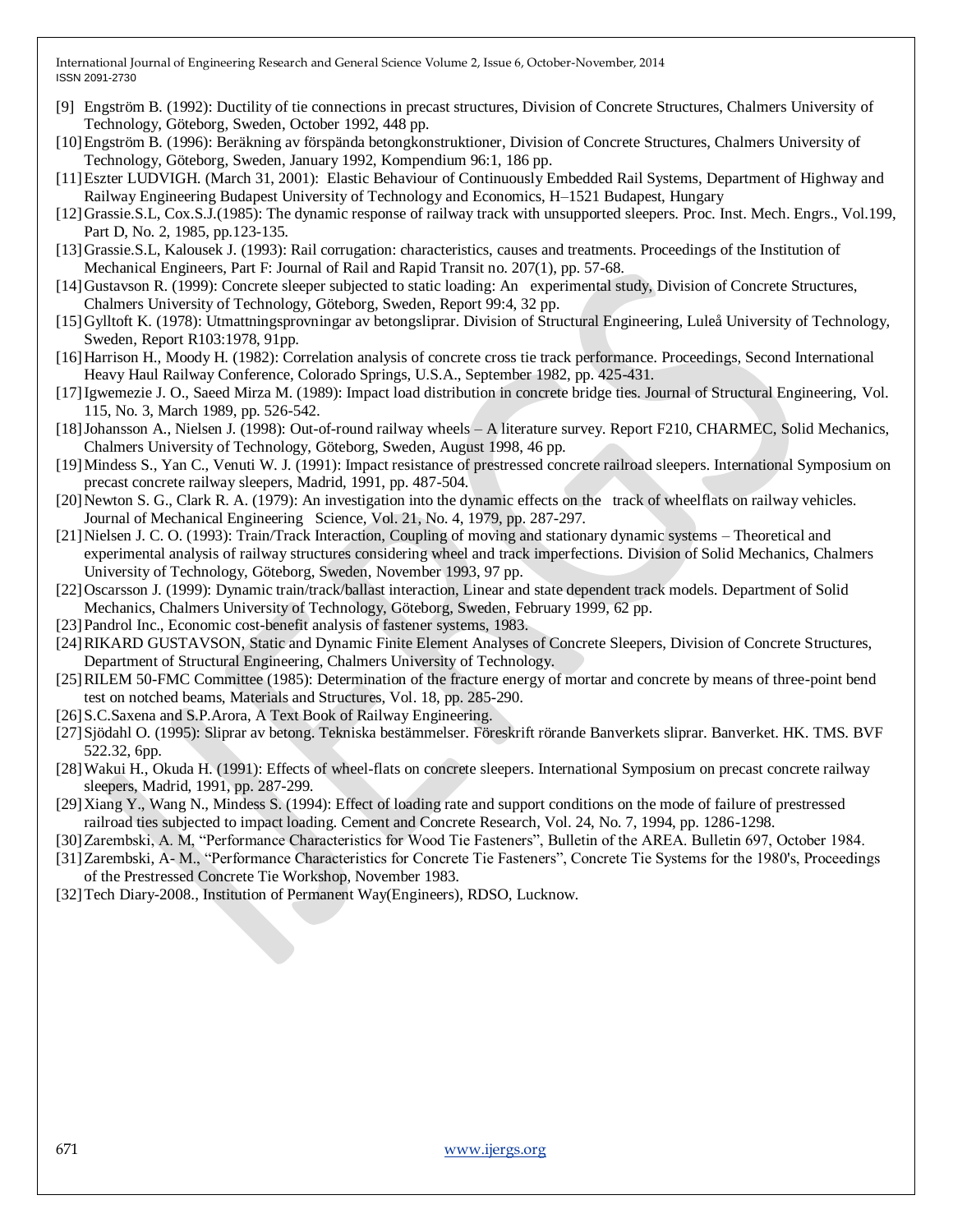[9] Engström B. (1992): Ductility of tie connections in precast structures, Division of Concrete Structures, Chalmers University of Technology, Göteborg, Sweden, October 1992, 448 pp.

[10] Engström B. (1996): Beräkning av förspända betongkonstruktioner, Division of Concrete Structures, Chalmers University of Technology, Göteborg, Sweden, January 1992, Kompendium 96:1, 186 pp.

[11] Eszter LUDVIGH. (March 31, 2001): Elastic Behaviour of Continuously Embedded Rail Systems, Department of Highway and Railway Engineering Budapest University of Technology and Economics, H–1521 Budapest, Hungary

[12] Grassie.S.L, Cox.S.J.(1985): The dynamic response of railway track with unsupported sleepers. Proc. Inst. Mech. Engrs., Vol.199, Part D, No. 2, 1985, pp.123-135.

[13] Grassie.S.L, Kalousek J. (1993): Rail corrugation: characteristics, causes and treatments. Proceedings of the Institution of Mechanical Engineers, Part F: Journal of Rail and Rapid Transit no. 207(1), pp. 57-68.

[14] Gustavson R. (1999): Concrete sleeper subjected to static loading: An experimental study, Division of Concrete Structures, Chalmers University of Technology, Göteborg, Sweden, Report 99:4, 32 pp.

[15] Gylltoft K. (1978): Utmattningsprovningar av betongsliprar. Division of Structural Engineering, Luleå University of Technology, Sweden, Report R103:1978, 91pp.

[16] Harrison H., Moody H. (1982): Correlation analysis of concrete cross tie track performance. Proceedings, Second International Heavy Haul Railway Conference, Colorado Springs, U.S.A., September 1982, pp. 425-431.

[17] Igwemezie J. O., Saeed Mirza M. (1989): Impact load distribution in concrete bridge ties. Journal of Structural Engineering, Vol. 115, No. 3, March 1989, pp. 526-542.

[18] Johansson A., Nielsen J. (1998): Out-of-round railway wheels – A literature survey. Report F210, CHARMEC, Solid Mechanics, Chalmers University of Technology, Göteborg, Sweden, August 1998, 46 pp.

[19] Mindess S., Yan C., Venuti W. J. (1991): Impact resistance of prestressed concrete railroad sleepers. International Symposium on precast concrete railway sleepers, Madrid, 1991, pp. 487-504.

[20] Newton S. G., Clark R. A. (1979): An investigation into the dynamic effects on the track of wheelflats on railway vehicles. Journal of Mechanical Engineering Science, Vol. 21, No. 4, 1979, pp. 287-297.

[21] Nielsen J. C. O. (1993): Train/Track Interaction, Coupling of moving and stationary dynamic systems – Theoretical and experimental analysis of railway structures considering wheel and track imperfections. Division of Solid Mechanics, Chalmers University of Technology, Göteborg, Sweden, November 1993, 97 pp.

[22] Oscarsson J. (1999): Dynamic train/track/ballast interaction, Linear and state dependent track models. Department of Solid Mechanics, Chalmers University of Technology, Göteborg, Sweden, February 1999, 62 pp.

[23] Pandrol Inc., Economic cost-benefit analysis of fastener systems, 1983.

[24] RIKARD GUSTAVSON, Static and Dynamic Finite Element Analyses of Concrete Sleepers, Division of Concrete Structures, Department of Structural Engineering, Chalmers University of Technology.

[25] RILEM 50-FMC Committee (1985): Determination of the fracture energy of mortar and concrete by means of three-point bend test on notched beams, Materials and Structures, Vol. 18, pp. 285-290.

[26] S.C.Saxena and S.P.Arora, A Text Book of Railway Engineering.

[27] Sjödahl O. (1995): Sliprar av betong. Tekniska bestämmelser. Föreskrift rörande Banverkets sliprar. Banverket. HK. TMS. BVF 522.32, 6pp.

[28] Wakui H., Okuda H. (1991): Effects of wheel-flats on concrete sleepers. International Symposium on precast concrete railway sleepers, Madrid, 1991, pp. 287-299.

[29] Xiang Y., Wang N., Mindess S. (1994): Effect of loading rate and support conditions on the mode of failure of prestressed railroad ties subjected to impact loading. Cement and Concrete Research, Vol. 24, No. 7, 1994, pp. 1286-1298.

[30] Zarembski, A. M, "Performance Characteristics for Wood Tie Fasteners", Bulletin of the AREA. Bulletin 697, October 1984.

[31] Zarembski, A- M., "Performance Characteristics for Concrete Tie Fasteners", Concrete Tie Systems for the 1980's, Proceedings of the Prestressed Concrete Tie Workshop, November 1983.

[32] Tech Diary-2008., Institution of Permanent Way(Engineers), RDSO, Lucknow.